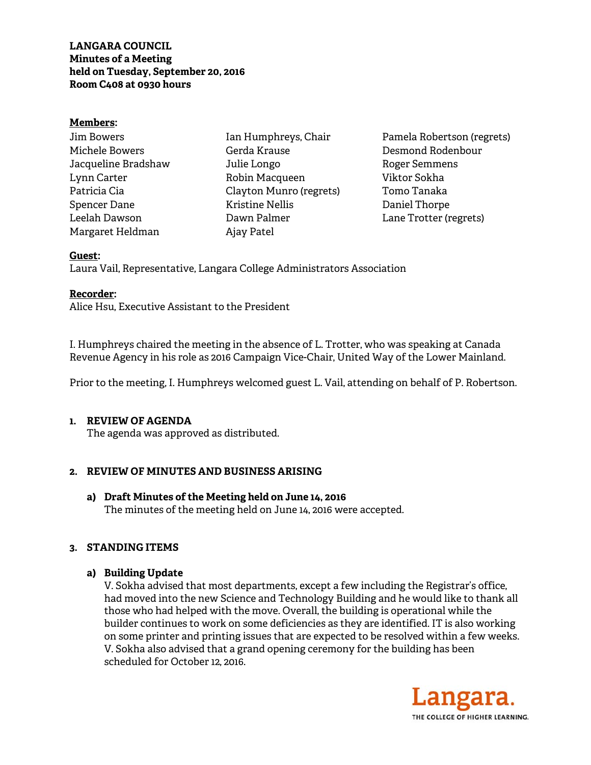**LANGARA COUNCIL**
**Minutes of a Meeting**
**held on Tuesday, September 20, 2016**
**Room C408 at 0930 hours**

**Members:**

Jim Bowers
Michele Bowers
Jacqueline Bradshaw
Lynn Carter
Patricia Cia
Spencer Dane
Leelah Dawson
Margaret Heldman
Ian Humphreys, Chair
Gerda Krause
Julie Longo
Robin Macqueen
Clayton Munro (regrets)
Kristine Nellis
Dawn Palmer
Ajay Patel
Pamela Robertson (regrets)
Desmond Rodenbour
Roger Semmens
Viktor Sokha
Tomo Tanaka
Daniel Thorpe
Lane Trotter (regrets)

**Guest:**
Laura Vail, Representative, Langara College Administrators Association

**Recorder:**
Alice Hsu, Executive Assistant to the President

I. Humphreys chaired the meeting in the absence of L. Trotter, who was speaking at Canada Revenue Agency in his role as 2016 Campaign Vice-Chair, United Way of the Lower Mainland.

Prior to the meeting, I. Humphreys welcomed guest L. Vail, attending on behalf of P. Robertson.

## 1. REVIEW OF AGENDA

The agenda was approved as distributed.

## 2. REVIEW OF MINUTES AND BUSINESS ARISING

### a) Draft Minutes of the Meeting held on June 14, 2016

The minutes of the meeting held on June 14, 2016 were accepted.

## 3. STANDING ITEMS

### a) Building Update

V. Sokha advised that most departments, except a few including the Registrar's office, had moved into the new Science and Technology Building and he would like to thank all those who had helped with the move. Overall, the building is operational while the builder continues to work on some deficiencies as they are identified. IT is also working on some printer and printing issues that are expected to be resolved within a few weeks. V. Sokha also advised that a grand opening ceremony for the building has been scheduled for October 12, 2016.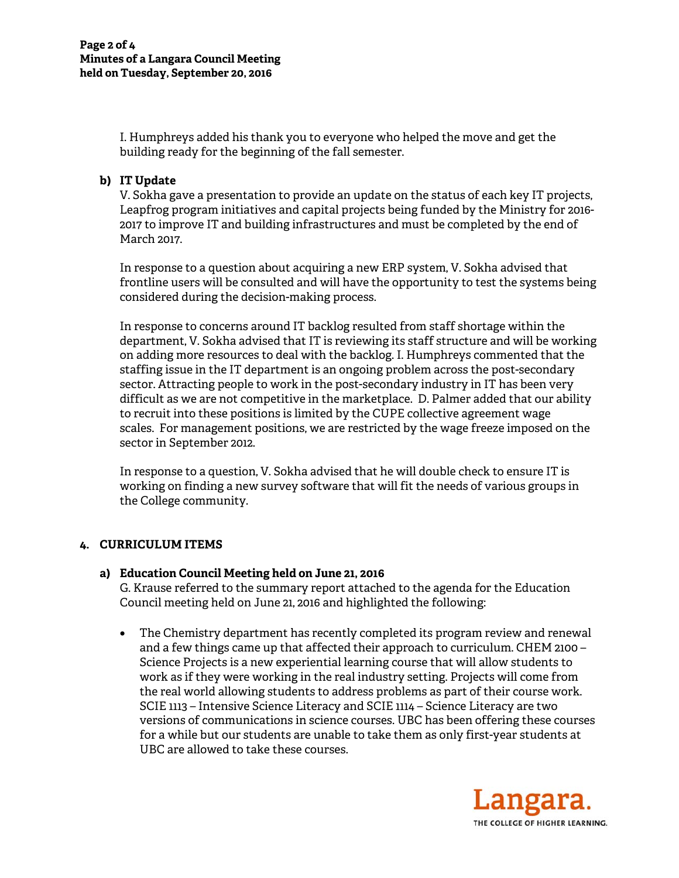I. Humphreys added his thank you to everyone who helped the move and get the building ready for the beginning of the fall semester.

**b) IT Update**

V. Sokha gave a presentation to provide an update on the status of each key IT projects, Leapfrog program initiatives and capital projects being funded by the Ministry for 2016-2017 to improve IT and building infrastructures and must be completed by the end of March 2017.

In response to a question about acquiring a new ERP system, V. Sokha advised that frontline users will be consulted and will have the opportunity to test the systems being considered during the decision-making process.

In response to concerns around IT backlog resulted from staff shortage within the department, V. Sokha advised that IT is reviewing its staff structure and will be working on adding more resources to deal with the backlog. I. Humphreys commented that the staffing issue in the IT department is an ongoing problem across the post-secondary sector. Attracting people to work in the post-secondary industry in IT has been very difficult as we are not competitive in the marketplace. D. Palmer added that our ability to recruit into these positions is limited by the CUPE collective agreement wage scales. For management positions, we are restricted by the wage freeze imposed on the sector in September 2012.

In response to a question, V. Sokha advised that he will double check to ensure IT is working on finding a new survey software that will fit the needs of various groups in the College community.

## 4. CURRICULUM ITEMS

**a) Education Council Meeting held on June 21, 2016**

G. Krause referred to the summary report attached to the agenda for the Education Council meeting held on June 21, 2016 and highlighted the following:

- The Chemistry department has recently completed its program review and renewal and a few things came up that affected their approach to curriculum. CHEM 2100 – Science Projects is a new experiential learning course that will allow students to work as if they were working in the real industry setting. Projects will come from the real world allowing students to address problems as part of their course work. SCIE 1113 – Intensive Science Literacy and SCIE 1114 – Science Literacy are two versions of communications in science courses. UBC has been offering these courses for a while but our students are unable to take them as only first-year students at UBC are allowed to take these courses.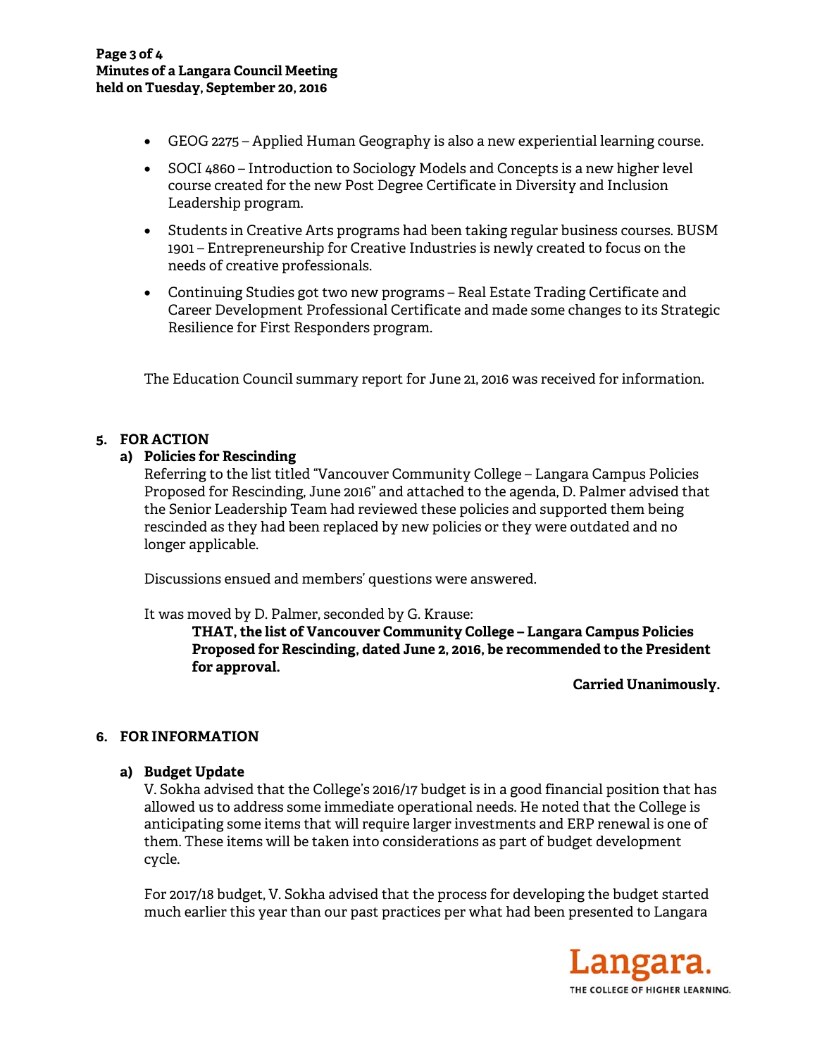- GEOG 2275 – Applied Human Geography is also a new experiential learning course.
- SOCI 4860 – Introduction to Sociology Models and Concepts is a new higher level course created for the new Post Degree Certificate in Diversity and Inclusion Leadership program.
- Students in Creative Arts programs had been taking regular business courses. BUSM 1901 – Entrepreneurship for Creative Industries is newly created to focus on the needs of creative professionals.
- Continuing Studies got two new programs – Real Estate Trading Certificate and Career Development Professional Certificate and made some changes to its Strategic Resilience for First Responders program.

The Education Council summary report for June 21, 2016 was received for information.

## 5. FOR ACTION

### a) Policies for Rescinding

Referring to the list titled "Vancouver Community College – Langara Campus Policies Proposed for Rescinding, June 2016" and attached to the agenda, D. Palmer advised that the Senior Leadership Team had reviewed these policies and supported them being rescinded as they had been replaced by new policies or they were outdated and no longer applicable.

Discussions ensued and members' questions were answered.

It was moved by D. Palmer, seconded by G. Krause:

> **THAT, the list of Vancouver Community College – Langara Campus Policies Proposed for Rescinding, dated June 2, 2016, be recommended to the President for approval.**

**Carried Unanimously.**

## 6. FOR INFORMATION

### a) Budget Update

V. Sokha advised that the College's 2016/17 budget is in a good financial position that has allowed us to address some immediate operational needs. He noted that the College is anticipating some items that will require larger investments and ERP renewal is one of them. These items will be taken into considerations as part of budget development cycle.

For 2017/18 budget, V. Sokha advised that the process for developing the budget started much earlier this year than our past practices per what had been presented to Langara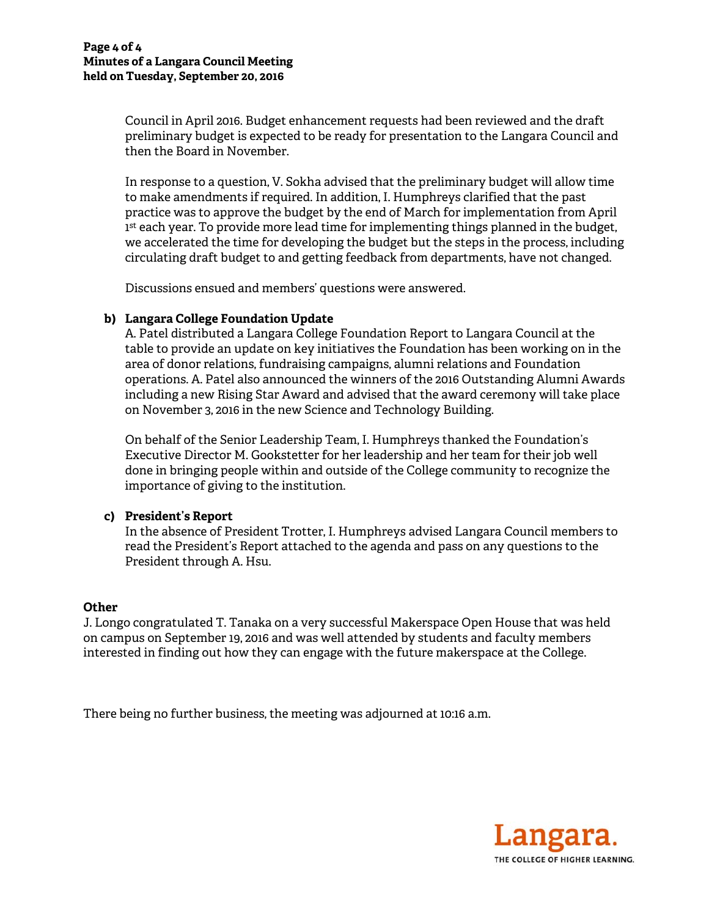Council in April 2016. Budget enhancement requests had been reviewed and the draft preliminary budget is expected to be ready for presentation to the Langara Council and then the Board in November.

In response to a question, V. Sokha advised that the preliminary budget will allow time to make amendments if required. In addition, I. Humphreys clarified that the past practice was to approve the budget by the end of March for implementation from April 1st each year. To provide more lead time for implementing things planned in the budget, we accelerated the time for developing the budget but the steps in the process, including circulating draft budget to and getting feedback from departments, have not changed.

Discussions ensued and members' questions were answered.

**b) Langara College Foundation Update**

A. Patel distributed a Langara College Foundation Report to Langara Council at the table to provide an update on key initiatives the Foundation has been working on in the area of donor relations, fundraising campaigns, alumni relations and Foundation operations. A. Patel also announced the winners of the 2016 Outstanding Alumni Awards including a new Rising Star Award and advised that the award ceremony will take place on November 3, 2016 in the new Science and Technology Building.

On behalf of the Senior Leadership Team, I. Humphreys thanked the Foundation's Executive Director M. Gookstetter for her leadership and her team for their job well done in bringing people within and outside of the College community to recognize the importance of giving to the institution.

**c) President's Report**

In the absence of President Trotter, I. Humphreys advised Langara Council members to read the President's Report attached to the agenda and pass on any questions to the President through A. Hsu.

**Other**

J. Longo congratulated T. Tanaka on a very successful Makerspace Open House that was held on campus on September 19, 2016 and was well attended by students and faculty members interested in finding out how they can engage with the future makerspace at the College.

There being no further business, the meeting was adjourned at 10:16 a.m.